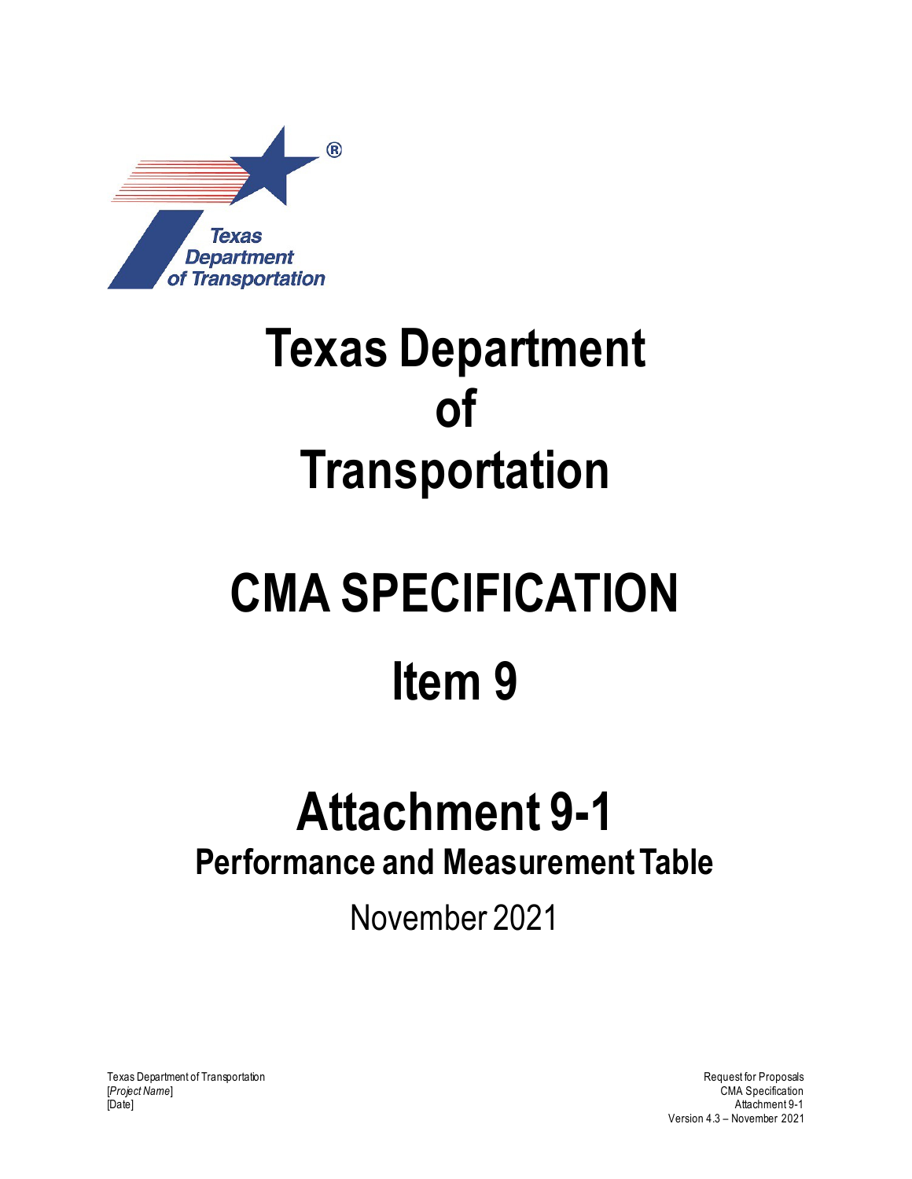# Texas Department of Transportation

# CMA SPECIFICATION

# Item 9

# Attachment 9-1

## Performance and Measurement Table

November 2021

Texas Department of Transportation
[*Project Name*]
[Date]

Request for Proposals
CMA Specification
Attachment 9-1
Version 4.3 – November 2021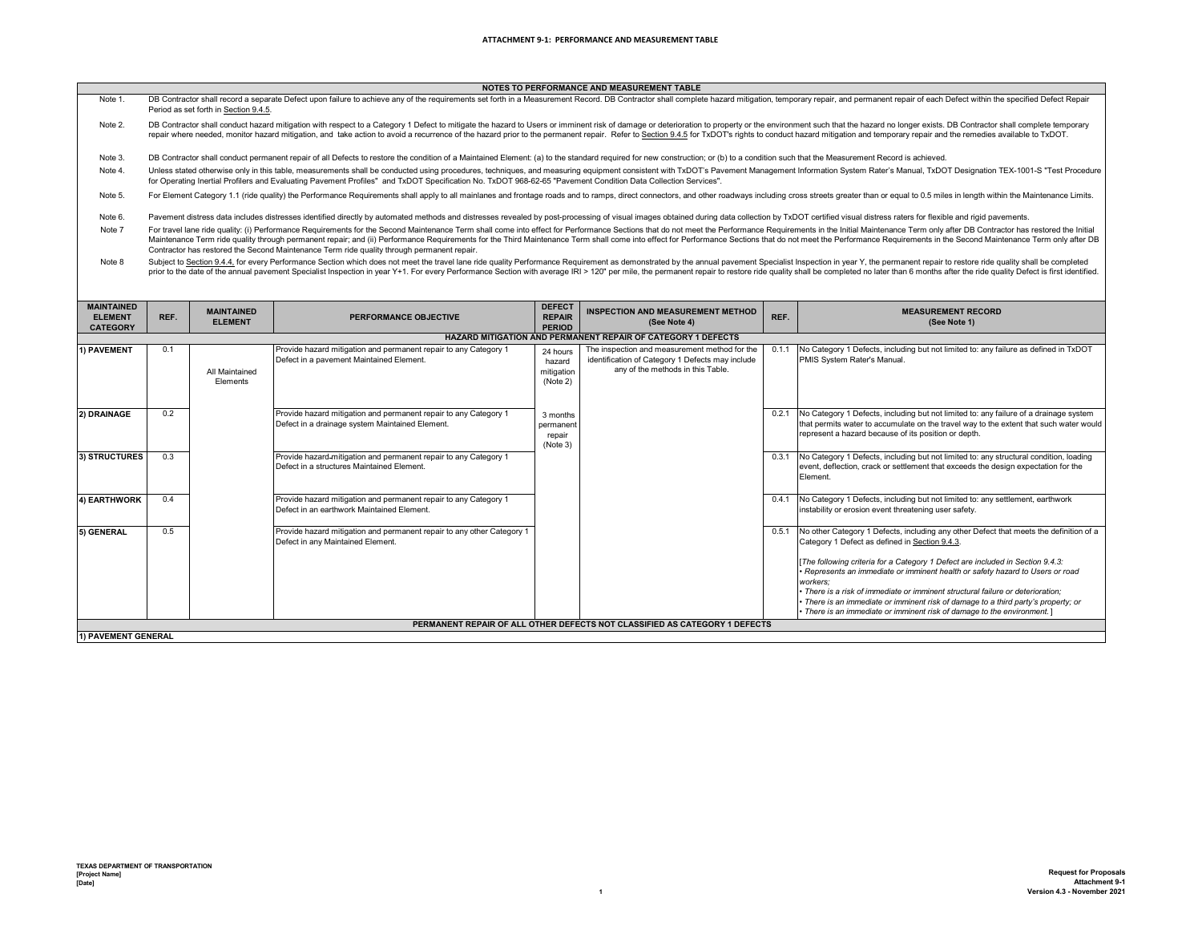# ATTACHMENT 9-1: PERFORMANCE AND MEASUREMENT TABLE

| NOTES TO PERFORMANCE AND MEASUREMENT TABLE | |
|---|---|
| Note 1. | DB Contractor shall record a separate Defect upon failure to achieve any of the requirements set forth in a Measurement Record. DB Contractor shall complete hazard mitigation, temporary repair, and permanent repair of each Defect within the specified Defect Repair Period as set forth in Section 9.4.5. |
| Note 2. | DB Contractor shall conduct hazard mitigation with respect to a Category 1 Defect to mitigate the hazard to Users or imminent risk of damage or deterioration to property or the environment such that the hazard no longer exists. DB Contractor shall complete temporary repair where needed, monitor hazard mitigation, and take action to avoid a recurrence of the hazard prior to the permanent repair. Refer to Section 9.4.5 for TxDOT's rights to conduct hazard mitigation and temporary repair and the remedies available to TxDOT. |
| Note 3. | DB Contractor shall conduct permanent repair of all Defects to restore the condition of a Maintained Element: (a) to the standard required for new construction; or (b) to a condition such that the Measurement Record is achieved. |
| Note 4. | Unless stated otherwise only in this table, measurements shall be conducted using procedures, techniques, and measuring equipment consistent with TxDOT's Pavement Management Information System Rater's Manual, TxDOT Designation TEX-1001-S "Test Procedure for Operating Inertial Profilers and Evaluating Pavement Profiles" and TxDOT Specification No. TxDOT 968-62-65 "Pavement Condition Data Collection Services". |
| Note 5. | For Element Category 1.1 (ride quality) the Performance Requirements shall apply to all mainlanes and frontage roads and to ramps, direct connectors, and other roadways including cross streets greater than or equal to 0.5 miles in length within the Maintenance Limits. |
| Note 6. | Pavement distress data includes distresses identified directly by automated methods and distresses revealed by post-processing of visual images obtained during data collection by TxDOT certified visual distress raters for flexible and rigid pavements. |
| Note 7 | For travel lane ride quality: (i) Performance Requirements for the Second Maintenance Term shall come into effect for Performance Sections that do not meet the Performance Requirements in the Initial Maintenance Term only after DB Contractor has restored the Initial Maintenance Term ride quality through permanent repair; and (ii) Performance Requirements for the Third Maintenance Term shall come into effect for Performance Sections that do not meet the Performance Requirements in the Second Maintenance Term only after DB Contractor has restored the Second Maintenance Term ride quality through permanent repair. |
| Note 8 | Subject to Section 9.4.4, for every Performance Section which does not meet the travel lane ride quality Performance Requirement as demonstrated by the annual pavement Specialist Inspection in year Y, the permanent repair to restore ride quality shall be completed prior to the date of the annual pavement Specialist Inspection in year Y+1. For every Performance Section with average IRI > 120" per mile, the permanent repair to restore ride quality shall be completed no later than 6 months after the ride quality Defect is first identified. |

| MAINTAINED ELEMENT CATEGORY | REF. | MAINTAINED ELEMENT | PERFORMANCE OBJECTIVE | DEFECT REPAIR PERIOD | INSPECTION AND MEASUREMENT METHOD (See Note 4) | REF. | MEASUREMENT RECORD (See Note 1) |
|---|---|---|---|---|---|---|---|
| **HAZARD MITIGATION AND PERMANENT REPAIR OF CATEGORY 1 DEFECTS** | | | | | | | |
| **1) PAVEMENT** | 0.1 | All Maintained Elements | Provide hazard mitigation and permanent repair to any Category 1 Defect in a pavement Maintained Element. | 24 hours hazard mitigation (Note 2)<br><br>3 months permanent repair (Note 3) | The inspection and measurement method for the identification of Category 1 Defects may include any of the methods in this Table. | 0.1.1 | No Category 1 Defects, including but not limited to: any failure as defined in TxDOT PMIS System Rater's Manual. |
| **2) DRAINAGE** | 0.2 | | Provide hazard mitigation and permanent repair to any Category 1 Defect in a drainage system Maintained Element. | | | 0.2.1 | No Category 1 Defects, including but not limited to: any failure of a drainage system that permits water to accumulate on the travel way to the extent that such water would represent a hazard because of its position or depth. |
| **3) STRUCTURES** | 0.3 | | Provide hazard-mitigation and permanent repair to any Category 1 Defect in a structures Maintained Element. | | | 0.3.1 | No Category 1 Defects, including but not limited to: any structural condition, loading event, deflection, crack or settlement that exceeds the design expectation for the Element. |
| **4) EARTHWORK** | 0.4 | | Provide hazard mitigation and permanent repair to any Category 1 Defect in an earthwork Maintained Element. | | | 0.4.1 | No Category 1 Defects, including but not limited to: any settlement, earthwork instability or erosion event threatening user safety. |
| **5) GENERAL** | 0.5 | | Provide hazard mitigation and permanent repair to any other Category 1 Defect in any Maintained Element. | | | 0.5.1 | No other Category 1 Defects, including any other Defect that meets the definition of a Category 1 Defect as defined in Section 9.4.3.<br><br>[*The following criteria for a Category 1 Defect are included in Section 9.4.3:*<br>• *Represents an immediate or imminent health or safety hazard to Users or road workers;*<br>• *There is a risk of immediate or imminent structural failure or deterioration;*<br>• *There is an immediate or imminent risk of damage to a third party's property; or*<br>• *There is an immediate or imminent risk of damage to the environment.*] |
| **PERMANENT REPAIR OF ALL OTHER DEFECTS NOT CLASSIFIED AS CATEGORY 1 DEFECTS** | | | | | | | |
| **1) PAVEMENT GENERAL** | | | | | | | |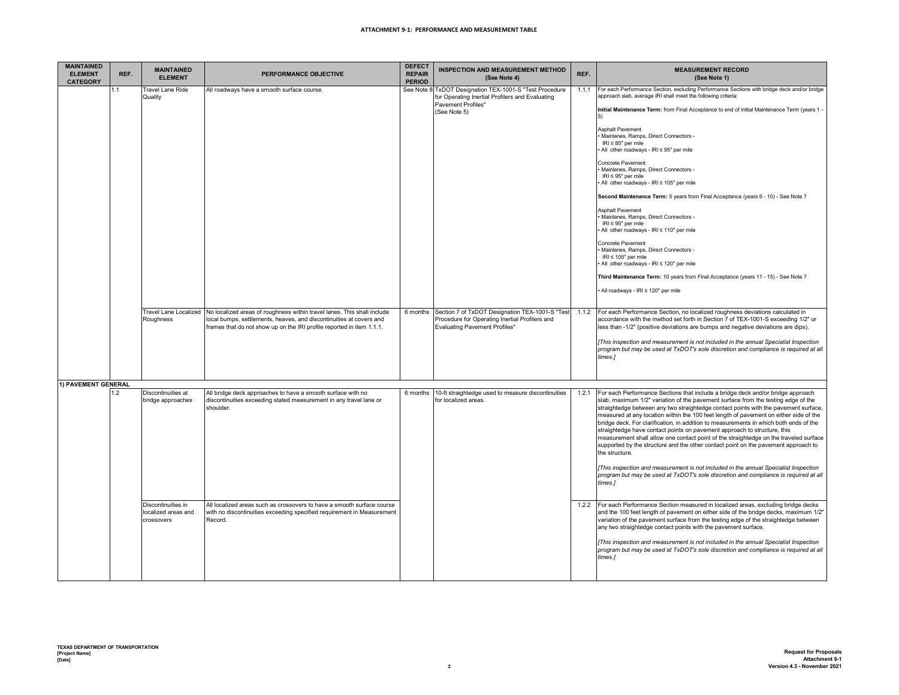# ATTACHMENT 9-1: PERFORMANCE AND MEASUREMENT TABLE

| MAINTAINED ELEMENT CATEGORY | REF. | MAINTAINED ELEMENT | PERFORMANCE OBJECTIVE | DEFECT REPAIR PERIOD | INSPECTION AND MEASUREMENT METHOD (See Note 4) | REF. | MEASUREMENT RECORD (See Note 1) |
|---|---|---|---|---|---|---|---|
| 1) PAVEMENT GENERAL | 1.1 | Travel Lane Ride Quality | All roadways have a smooth surface course. | See Note 8 | TxDOT Designation TEX-1001-S "Test Procedure for Operating Inertial Profilers and Evaluating Pavement Profiles" (See Note 5) | 1.1.1 | For each Performance Section, excluding Performance Sections with bridge deck and/or bridge approach slab, average IRI shall meet the following criteria:<br><br>**Initial Maintenance Term:** from Final Acceptance to end of Initial Maintenance Term (years 1 - 5)<br><br>Asphalt Pavement<br>• Mainlanes, Ramps, Direct Connectors - IRI ≤ 85" per mile<br>• All other roadways - IRI ≤ 95" per mile<br><br>Concrete Pavement<br>• Mainlanes, Ramps, Direct Connectors - IRI ≤ 95" per mile<br>• All other roadways - IRI ≤ 105" per mile<br><br>**Second Maintenance Term:** 5 years from Final Acceptance (years 6 - 10) - See Note 7<br><br>Asphalt Pavement<br>• Mainlanes, Ramps, Direct Connectors - IRI ≤ 95" per mile<br>• All other roadways - IRI ≤ 110" per mile<br><br>Concrete Pavement<br>• Mainlanes, Ramps, Direct Connectors - IRI ≤ 105" per mile<br>• All other roadways - IRI ≤ 120" per mile<br><br>**Third Maintenance Term:** 10 years from Final Acceptance (years 11 - 15) - See Note 7<br><br>• All roadways - IRI ≤ 120" per mile |
| | | Travel Lane Localized Roughness | No localized areas of roughness within travel lanes. This shall include local bumps, settlements, heaves, and discontinuities at covers and frames that do not show up on the IRI profile reported in item 1.1.1. | 6 months | Section 7 of TxDOT Designation TEX-1001-S "Test Procedure for Operating Inertial Profilers and Evaluating Pavement Profiles" | 1.1.2 | For each Performance Section, no localized roughness deviations calculated in accordance with the method set forth in Section 7 of TEX-1001-S exceeding 1/2" or less than -1/2" (positive deviations are bumps and negative deviations are dips).<br><br>*[This inspection and measurement is not included in the annual Specialist Inspection program but may be used at TxDOT's sole discretion and compliance is required at all times.]* |
| | 1.2 | Discontinuities at bridge approaches | All bridge deck approaches to have a smooth surface with no discontinuities exceeding stated measurement in any travel lane or shoulder. | 6 months | 10-ft straightedge used to measure discontinuities for localized areas. | 1.2.1 | For each Performance Sections that include a bridge deck and/or bridge approach slab, maximum 1/2" variation of the pavement surface from the testing edge of the straightedge between any two straightedge contact points with the pavement surface, measured at any location within the 100 feet length of pavement on either side of the bridge deck. For clarification, in addition to measurements in which both ends of the straightedge have contact points on pavement approach to structure, this measurement shall allow one contact point of the straightedge on the traveled surface supported by the structure and the other contact point on the pavement approach to the structure.<br><br>*[This inspection and measurement is not included in the annual Specialist Inspection program but may be used at TxDOT's sole discretion and compliance is required at all times.]* |
| | | Discontinuities in localized areas and crossovers | All localized areas such as crossovers to have a smooth surface course with no discontinuities exceeding specified requirement in Measurement Record. | | | 1.2.2 | For each Performance Section measured in localized areas, excluding bridge decks and the 100 feet length of pavement on either side of the bridge decks, maximum 1/2" variation of the pavement surface from the testing edge of the straightedge between any two straightedge contact points with the pavement surface.<br><br>*[This inspection and measurement is not included in the annual Specialist Inspection program but may be used at TxDOT's sole discretion and compliance is required at all times.]* |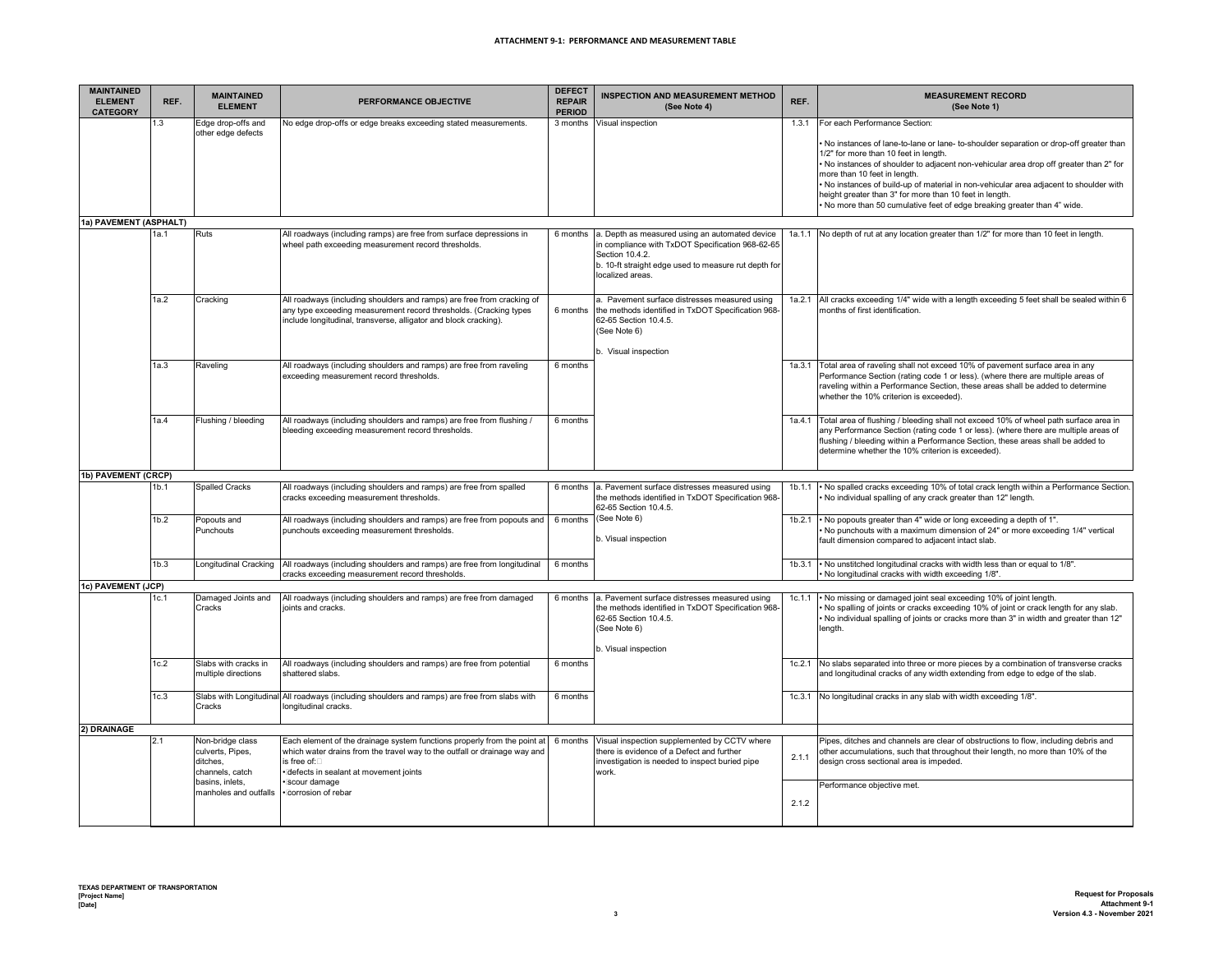# ATTACHMENT 9-1: PERFORMANCE AND MEASUREMENT TABLE

| MAINTAINED ELEMENT CATEGORY | REF. | MAINTAINED ELEMENT | PERFORMANCE OBJECTIVE | DEFECT REPAIR PERIOD | INSPECTION AND MEASUREMENT METHOD (See Note 4) | REF. | MEASUREMENT RECORD (See Note 1) |
|---|---|---|---|---|---|---|---|
| | 1.3 | Edge drop-offs and other edge defects | No edge drop-offs or edge breaks exceeding stated measurements. | 3 months | Visual inspection | 1.3.1 | For each Performance Section:<br>• No instances of lane-to-lane or lane- to-shoulder separation or drop-off greater than 1/2" for more than 10 feet in length.<br>• No instances of shoulder to adjacent non-vehicular area drop off greater than 2" for more than 10 feet in length.<br>• No instances of build-up of material in non-vehicular area adjacent to shoulder with height greater than 3" for more than 10 feet in length.<br>• No more than 50 cumulative feet of edge breaking greater than 4" wide. |
| **1a) PAVEMENT (ASPHALT)** | | | | | | | |
| | 1a.1 | Ruts | All roadways (including ramps) are free from surface depressions in wheel path exceeding measurement record thresholds. | 6 months | a. Depth as measured using an automated device in compliance with TxDOT Specification 968-62-65 Section 10.4.2.<br>b. 10-ft straight edge used to measure rut depth for localized areas. | 1a.1.1 | No depth of rut at any location greater than 1/2" for more than 10 feet in length. |
| | 1a.2 | Cracking | All roadways (including shoulders and ramps) are free from cracking of any type exceeding measurement record thresholds. (Cracking types include longitudinal, transverse, alligator and block cracking). | 6 months | a. Pavement surface distresses measured using the methods identified in TxDOT Specification 968-62-65 Section 10.4.5. (See Note 6)<br>b. Visual inspection | 1a.2.1 | All cracks exceeding 1/4" wide with a length exceeding 5 feet shall be sealed within 6 months of first identification. |
| | 1a.3 | Raveling | All roadways (including shoulders and ramps) are free from raveling exceeding measurement record thresholds. | 6 months | | 1a.3.1 | Total area of raveling shall not exceed 10% of pavement surface area in any Performance Section (rating code 1 or less). (where there are multiple areas of raveling within a Performance Section, these areas shall be added to determine whether the 10% criterion is exceeded). |
| | 1a.4 | Flushing / bleeding | All roadways (including shoulders and ramps) are free from flushing / bleeding exceeding measurement record thresholds. | 6 months | | 1a.4.1 | Total area of flushing / bleeding shall not exceed 10% of wheel path surface area in any Performance Section (rating code 1 or less). (where there are multiple areas of flushing / bleeding within a Performance Section, these areas shall be added to determine whether the 10% criterion is exceeded). |
| **1b) PAVEMENT (CRCP)** | | | | | | | |
| | 1b.1 | Spalled Cracks | All roadways (including shoulders and ramps) are free from spalled cracks exceeding measurement thresholds. | 6 months | a. Pavement surface distresses measured using the methods identified in TxDOT Specification 968-62-65 Section 10.4.5. (See Note 6)<br>b. Visual inspection | 1b.1.1 | • No spalled cracks exceeding 10% of total crack length within a Performance Section.<br>• No individual spalling of any crack greater than 12" length. |
| | 1b.2 | Popouts and Punchouts | All roadways (including shoulders and ramps) are free from popouts and punchouts exceeding measurement thresholds. | 6 months | | 1b.2.1 | • No popouts greater than 4" wide or long exceeding a depth of 1".<br>• No punchouts with a maximum dimension of 24" or more exceeding 1/4" vertical fault dimension compared to adjacent intact slab. |
| | 1b.3 | Longitudinal Cracking | All roadways (including shoulders and ramps) are free from longitudinal cracks exceeding measurement record thresholds. | 6 months | | 1b.3.1 | • No unstitched longitudinal cracks with width less than or equal to 1/8".<br>• No longitudinal cracks with width exceeding 1/8". |
| **1c) PAVEMENT (JCP)** | | | | | | | |
| | 1c.1 | Damaged Joints and Cracks | All roadways (including shoulders and ramps) are free from damaged joints and cracks. | 6 months | a. Pavement surface distresses measured using the methods identified in TxDOT Specification 968-62-65 Section 10.4.5. (See Note 6)<br>b. Visual inspection | 1c.1.1 | • No missing or damaged joint seal exceeding 10% of joint length.<br>• No spalling of joints or cracks exceeding 10% of joint or crack length for any slab.<br>• No individual spalling of joints or cracks more than 3" in width and greater than 12" length. |
| | 1c.2 | Slabs with cracks in multiple directions | All roadways (including shoulders and ramps) are free from potential shattered slabs. | 6 months | | 1c.2.1 | No slabs separated into three or more pieces by a combination of transverse cracks and longitudinal cracks of any width extending from edge to edge of the slab. |
| | 1c.3 | Slabs with Longitudinal Cracks | All roadways (including shoulders and ramps) are free from slabs with longitudinal cracks. | 6 months | | 1c.3.1 | No longitudinal cracks in any slab with width exceeding 1/8". |
| **2) DRAINAGE** | | | | | | | |
| | 2.1 | Non-bridge class culverts, Pipes, ditches, channels, catch basins, inlets, manholes and outfalls | Each element of the drainage system functions properly from the point at which water drains from the travel way to the outfall or drainage way and is free of:<br>• defects in sealant at movement joints<br>• scour damage<br>• corrosion of rebar | 6 months | Visual inspection supplemented by CCTV where there is evidence of a Defect and further investigation is needed to inspect buried pipe work. | 2.1.1 | Pipes, ditches and channels are clear of obstructions to flow, including debris and other accumulations, such that throughout their length, no more than 10% of the design cross sectional area is impeded. |
| | | | | | | 2.1.2 | Performance objective met. |

TEXAS DEPARTMENT OF TRANSPORTATION
[Project Name]
[Date]

Request for Proposals
Attachment 9-1
Version 4.3 - November 2021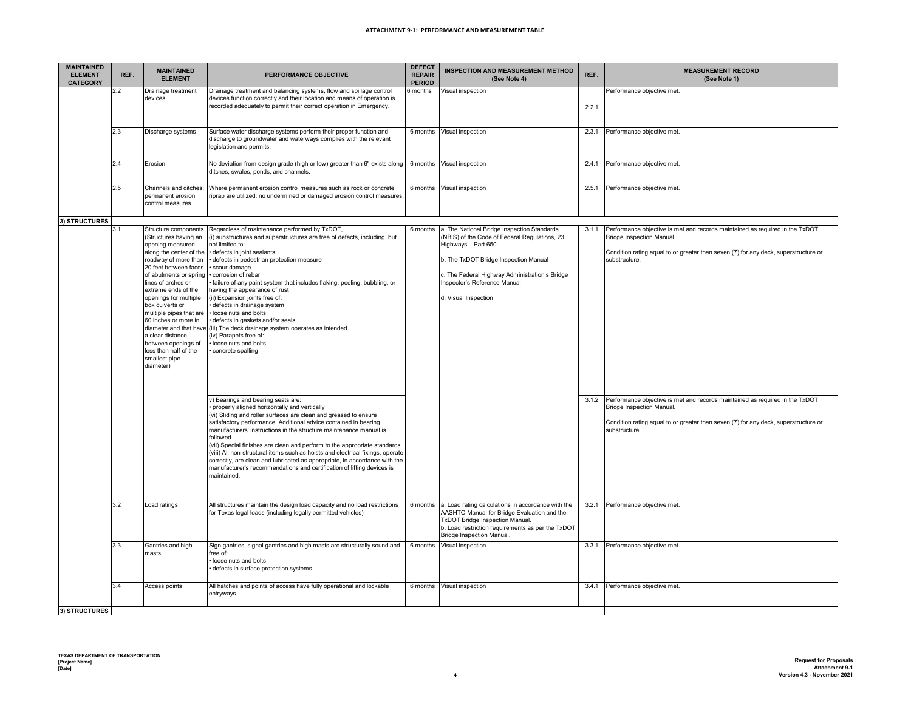## ATTACHMENT 9-1: PERFORMANCE AND MEASUREMENT TABLE

| MAINTAINED ELEMENT CATEGORY | REF. | MAINTAINED ELEMENT | PERFORMANCE OBJECTIVE | DEFECT REPAIR PERIOD | INSPECTION AND MEASUREMENT METHOD (See Note 4) | REF. | MEASUREMENT RECORD (See Note 1) |
|---|---|---|---|---|---|---|---|
| | 2.2 | Drainage treatment devices | Drainage treatment and balancing systems, flow and spillage control devices function correctly and their location and means of operation is recorded adequately to permit their correct operation in Emergency. | 6 months | Visual inspection | 2.2.1 | Performance objective met. |
| | 2.3 | Discharge systems | Surface water discharge systems perform their proper function and discharge to groundwater and waterways complies with the relevant legislation and permits. | 6 months | Visual inspection | 2.3.1 | Performance objective met. |
| | 2.4 | Erosion | No deviation from design grade (high or low) greater than 6" exists along ditches, swales, ponds, and channels. | 6 months | Visual inspection | 2.4.1 | Performance objective met. |
| | 2.5 | Channels and ditches; permanent erosion control measures | Where permanent erosion control measures such as rock or concrete riprap are utilized: no undermined or damaged erosion control measures. | 6 months | Visual inspection | 2.5.1 | Performance objective met. |
| **3) STRUCTURES** | | | | | | | |
| | 3.1 | Structure components (Structures having an opening measured along the center of the roadway of more than 20 feet between faces of abutments or spring lines of arches or extreme ends of the openings for multiple box culverts or multiple pipes that are 60 inches or more in diameter and that have a clear distance between openings of less than half of the smallest pipe diameter) | Regardless of maintenance performed by TxDOT,<br>(i) substructures and superstructures are free of defects, including, but not limited to:<br>• defects in joint sealants<br>• defects in pedestrian protection measure<br>• scour damage<br>• corrosion of rebar<br>• failure of any paint system that includes flaking, peeling, bubbling, or having the appearance of rust<br>(ii) Expansion joints free of:<br>• defects in drainage system<br>• loose nuts and bolts<br>• defects in gaskets and/or seals<br>(iii) The deck drainage system operates as intended.<br>(iv) Parapets free of:<br>• loose nuts and bolts<br>• concrete spalling | 6 months | a. The National Bridge Inspection Standards (NBIS) of the Code of Federal Regulations, 23 Highways – Part 650<br><br>b. The TxDOT Bridge Inspection Manual<br><br>c. The Federal Highway Administration's Bridge Inspector's Reference Manual<br><br>d. Visual Inspection | 3.1.1 | Performance objective is met and records maintained as required in the TxDOT Bridge Inspection Manual.<br><br>Condition rating equal to or greater than seven (7) for any deck, superstructure or substructure. |
| | | | v) Bearings and bearing seats are:<br>• properly aligned horizontally and vertically<br>(vi) Sliding and roller surfaces are clean and greased to ensure satisfactory performance. Additional advice contained in bearing manufacturers' instructions in the structure maintenance manual is followed.<br>(vii) Special finishes are clean and perform to the appropriate standards.<br>(viii) All non-structural items such as hoists and electrical fixings, operate correctly, are clean and lubricated as appropriate, in accordance with the manufacturer's recommendations and certification of lifting devices is maintained. | | | 3.1.2 | Performance objective is met and records maintained as required in the TxDOT Bridge Inspection Manual.<br><br>Condition rating equal to or greater than seven (7) for any deck, superstructure or substructure. |
| | 3.2 | Load ratings | All structures maintain the design load capacity and no load restrictions for Texas legal loads (including legally permitted vehicles) | 6 months | a. Load rating calculations in accordance with the AASHTO Manual for Bridge Evaluation and the TxDOT Bridge Inspection Manual.<br>b. Load restriction requirements as per the TxDOT Bridge Inspection Manual. | 3.2.1 | Performance objective met. |
| | 3.3 | Gantries and high-masts | Sign gantries, signal gantries and high masts are structurally sound and free of:<br>• loose nuts and bolts<br>• defects in surface protection systems. | 6 months | Visual inspection | 3.3.1 | Performance objective met. |
| | 3.4 | Access points | All hatches and points of access have fully operational and lockable entryways. | 6 months | Visual inspection | 3.4.1 | Performance objective met. |
| **3) STRUCTURES** | | | | | | | |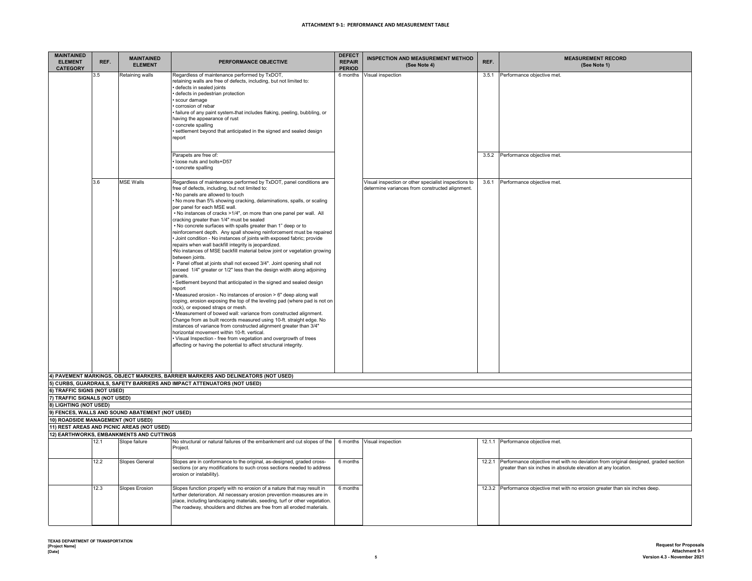## ATTACHMENT 9-1: PERFORMANCE AND MEASUREMENT TABLE

| MAINTAINED ELEMENT CATEGORY | REF. | MAINTAINED ELEMENT | PERFORMANCE OBJECTIVE | DEFECT REPAIR PERIOD | INSPECTION AND MEASUREMENT METHOD (See Note 4) | REF. | MEASUREMENT RECORD (See Note 1) |
|---|---|---|---|---|---|---|---|
| | 3.5 | Retaining walls | Regardless of maintenance performed by TxDOT, retaining walls are free of defects, including, but not limited to:<br>• defects in sealed joints<br>• defects in pedestrian protection<br>• scour damage<br>• corrosion of rebar<br>• failure of any paint system-that includes flaking, peeling, bubbling, or having the appearance of rust<br>• concrete spalling<br>• settlement beyond that anticipated in the signed and sealed design report | 6 months | Visual inspection | 3.5.1 | Performance objective met. |
| | | | Parapets are free of:<br>• loose nuts and bolts+D57<br>• concrete spalling | | | 3.5.2 | Performance objective met. |
| | 3.6 | MSE Walls | Regardless of maintenance performed by TxDOT, panel conditions are free of defects, including, but not limited to:<br>• No panels are allowed to touch<br>• No more than 5% showing cracking, delaminations, spalls, or scaling per panel for each MSE wall.<br>• No instances of cracks >1/4", on more than one panel per wall. All cracking greater than 1/4" must be sealed<br>• No concrete surfaces with spalls greater than 1" deep or to reinforcement depth. Any spall showing reinforcement must be repaired<br>• Joint condition - No instances of joints with exposed fabric; provide repairs when wall backfill integrity is jeopardized.<br>•No instances of MSE backfill material below joint or vegetation growing between joints.<br>• Panel offset at joints shall not exceed 3/4". Joint opening shall not exceed 1/4" greater or 1/2" less than the design width along adjoining panels.<br>• Settlement beyond that anticipated in the signed and sealed design report<br>• Measured erosion - No instances of erosion > 6" deep along wall coping, erosion exposing the top of the leveling pad (where pad is not on rock), or exposed straps or mesh.<br>• Measurement of bowed wall: variance from constructed alignment. Change from as built records measured using 10-ft. straight edge. No instances of variance from constructed alignment greater than 3/4" horizontal movement within 10-ft. vertical.<br>• Visual Inspection - free from vegetation and overgrowth of trees affecting or having the potential to affect structural integrity. | | Visual inspection or other specialist inspections to determine variances from constructed alignment. | 3.6.1 | Performance objective met. |
| **4) PAVEMENT MARKINGS, OBJECT MARKERS, BARRIER MARKERS AND DELINEATORS (NOT USED)** | | | | | | | |
| **5) CURBS, GUARDRAILS, SAFETY BARRIERS AND IMPACT ATTENUATORS (NOT USED)** | | | | | | | |
| **6) TRAFFIC SIGNS (NOT USED)** | | | | | | | |
| **7) TRAFFIC SIGNALS (NOT USED)** | | | | | | | |
| **8) LIGHTING (NOT USED)** | | | | | | | |
| **9) FENCES, WALLS AND SOUND ABATEMENT (NOT USED)** | | | | | | | |
| **10) ROADSIDE MANAGEMENT (NOT USED)** | | | | | | | |
| **11) REST AREAS AND PICNIC AREAS (NOT USED)** | | | | | | | |
| **12) EARTHWORKS, EMBANKMENTS AND CUTTINGS** | | | | | | | |
| | 12.1 | Slope failure | No structural or natural failures of the embankment and cut slopes of the Project. | 6 months | Visual inspection | 12.1.1 | Performance objective met. |
| | 12.2 | Slopes General | Slopes are in conformance to the original, as-designed, graded cross-sections (or any modifications to such cross sections needed to address erosion or instability). | 6 months | | 12.2.1 | Performance objective met with no deviation from original designed, graded section greater than six inches in absolute elevation at any location. |
| | 12.3 | Slopes Erosion | Slopes function properly with no erosion of a nature that may result in further deterioration. All necessary erosion prevention measures are in place, including landscaping materials, seeding, turf or other vegetation. The roadway, shoulders and ditches are free from all eroded materials. | 6 months | | 12.3.2 | Performance objective met with no erosion greater than six inches deep. |

TEXAS DEPARTMENT OF TRANSPORTATION
[Project Name]
[Date]

Request for Proposals
Attachment 9-1
Version 4.3 - November 2021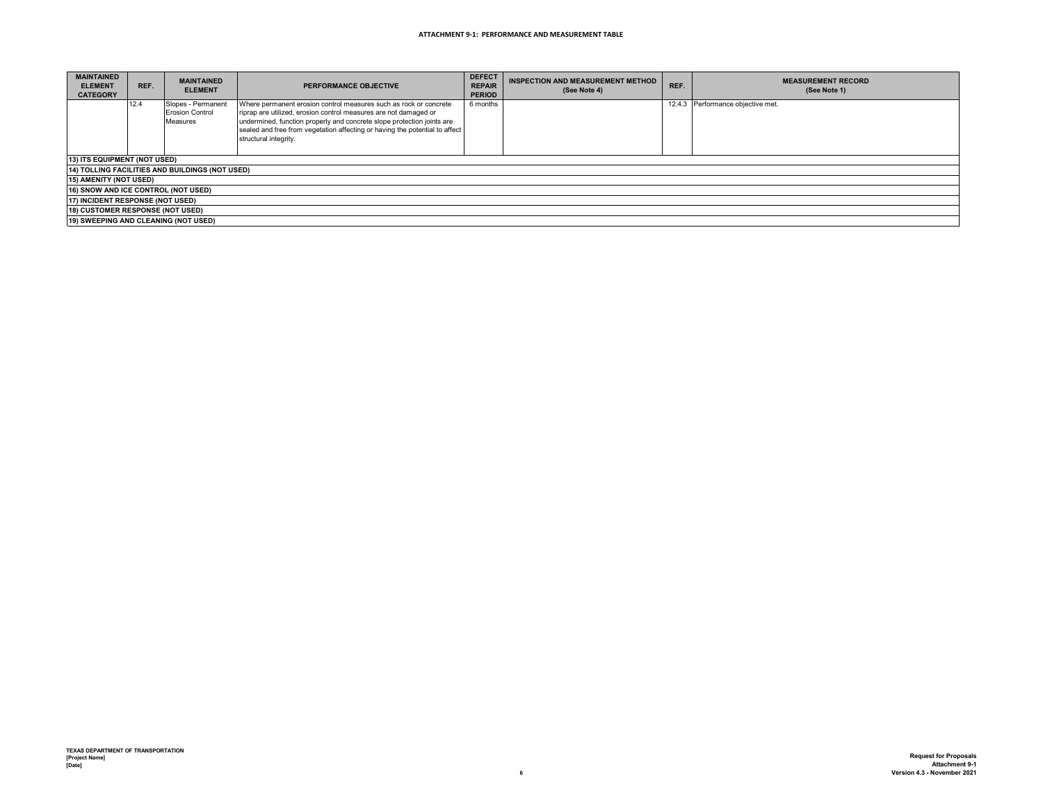## ATTACHMENT 9-1: PERFORMANCE AND MEASUREMENT TABLE

| MAINTAINED ELEMENT CATEGORY | REF. | MAINTAINED ELEMENT | PERFORMANCE OBJECTIVE | DEFECT REPAIR PERIOD | INSPECTION AND MEASUREMENT METHOD (See Note 4) | REF. | MEASUREMENT RECORD (See Note 1) |
|---|---|---|---|---|---|---|---|
| | 12.4 | Slopes - Permanent Erosion Control Measures | Where permanent erosion control measures such as rock or concrete riprap are utilized, erosion control measures are not damaged or undermined, function properly and concrete slope protection joints are sealed and free from vegetation affecting or having the potential to affect structural integrity. | 6 months | | 12.4.3 | Performance objective met. |
| **13) ITS EQUIPMENT (NOT USED)** | | | | | | | |
| **14) TOLLING FACILITIES AND BUILDINGS (NOT USED)** | | | | | | | |
| **15) AMENITY (NOT USED)** | | | | | | | |
| **16) SNOW AND ICE CONTROL (NOT USED)** | | | | | | | |
| **17) INCIDENT RESPONSE (NOT USED)** | | | | | | | |
| **18) CUSTOMER RESPONSE (NOT USED)** | | | | | | | |
| **19) SWEEPING AND CLEANING (NOT USED)** | | | | | | | |